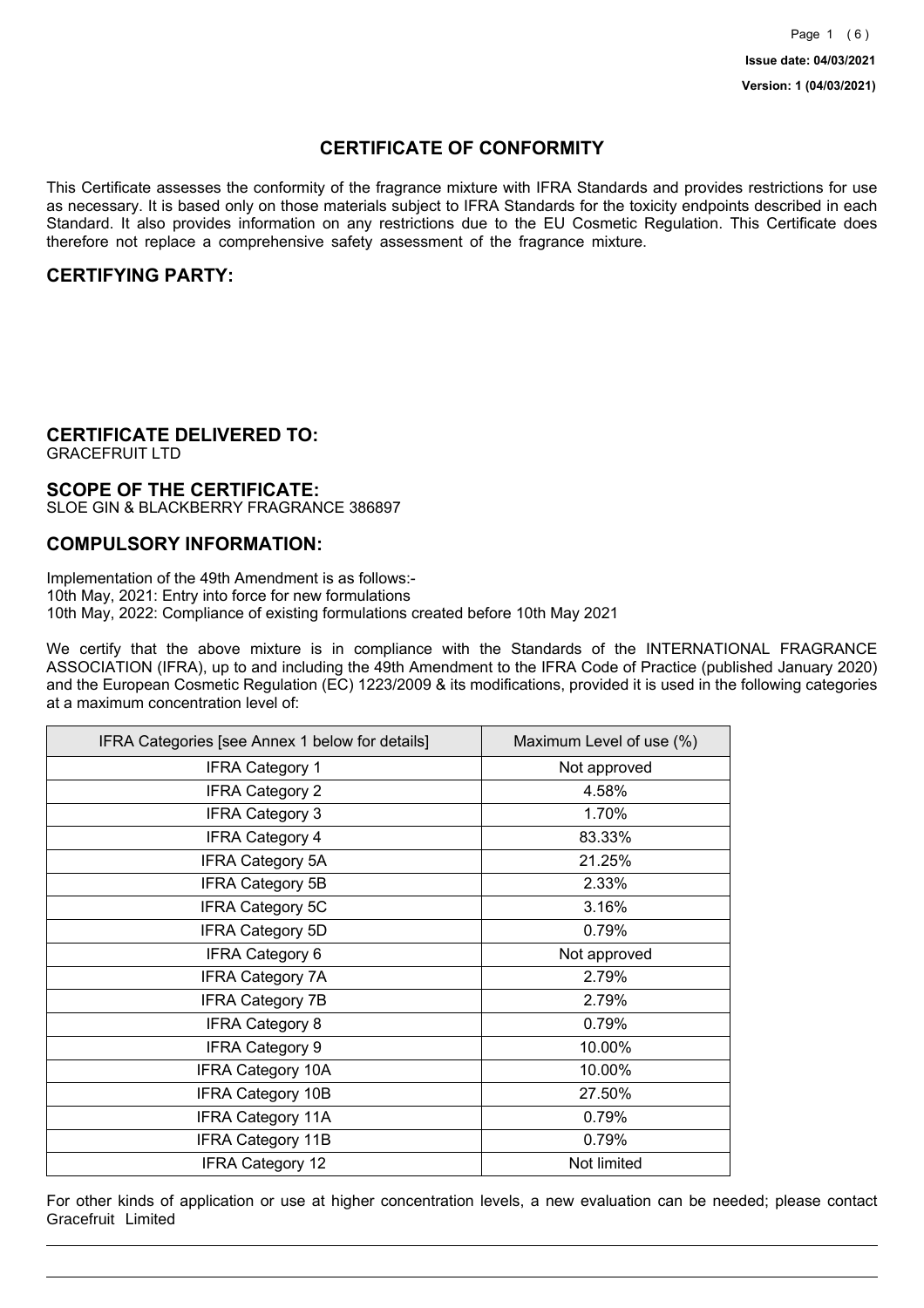**Issue date: 04/03/2021**

**Version: 1 (04/03/2021)**

# CERTIFICATE OF CONFORMITY

This Certificate assesses the conformity of the fragrance mixture with IFRA Standards and provides restrictions for use as necessary. It is based only on those materials subject to IFRA Standards for the toxicity endpoints described in each Standard. It also provides information on any restrictions due to the EU Cosmetic Regulation. This Certificate does therefore not replace a comprehensive safety assessment of the fragrance mixture.

## CERTIFYING PARTY:

## CERTIFICATE DELIVERED TO:

GRACEFRUIT LTD

## SCOPE OF THE CERTIFICATE:

SLOE GIN & BLACKBERRY FRAGRANCE 386897

## COMPULSORY INFORMATION:

Implementation of the 49th Amendment is as follows:-
10th May, 2021: Entry into force for new formulations
10th May, 2022: Compliance of existing formulations created before 10th May 2021

We certify that the above mixture is in compliance with the Standards of the INTERNATIONAL FRAGRANCE ASSOCIATION (IFRA), up to and including the 49th Amendment to the IFRA Code of Practice (published January 2020) and the European Cosmetic Regulation (EC) 1223/2009 & its modifications, provided it is used in the following categories at a maximum concentration level of:

| IFRA Categories [see Annex 1 below for details] | Maximum Level of use (%) |
|---|---|
| IFRA Category 1 | Not approved |
| IFRA Category 2 | 4.58% |
| IFRA Category 3 | 1.70% |
| IFRA Category 4 | 83.33% |
| IFRA Category 5A | 21.25% |
| IFRA Category 5B | 2.33% |
| IFRA Category 5C | 3.16% |
| IFRA Category 5D | 0.79% |
| IFRA Category 6 | Not approved |
| IFRA Category 7A | 2.79% |
| IFRA Category 7B | 2.79% |
| IFRA Category 8 | 0.79% |
| IFRA Category 9 | 10.00% |
| IFRA Category 10A | 10.00% |
| IFRA Category 10B | 27.50% |
| IFRA Category 11A | 0.79% |
| IFRA Category 11B | 0.79% |
| IFRA Category 12 | Not limited |

For other kinds of application or use at higher concentration levels, a new evaluation can be needed; please contact Gracefruit Limited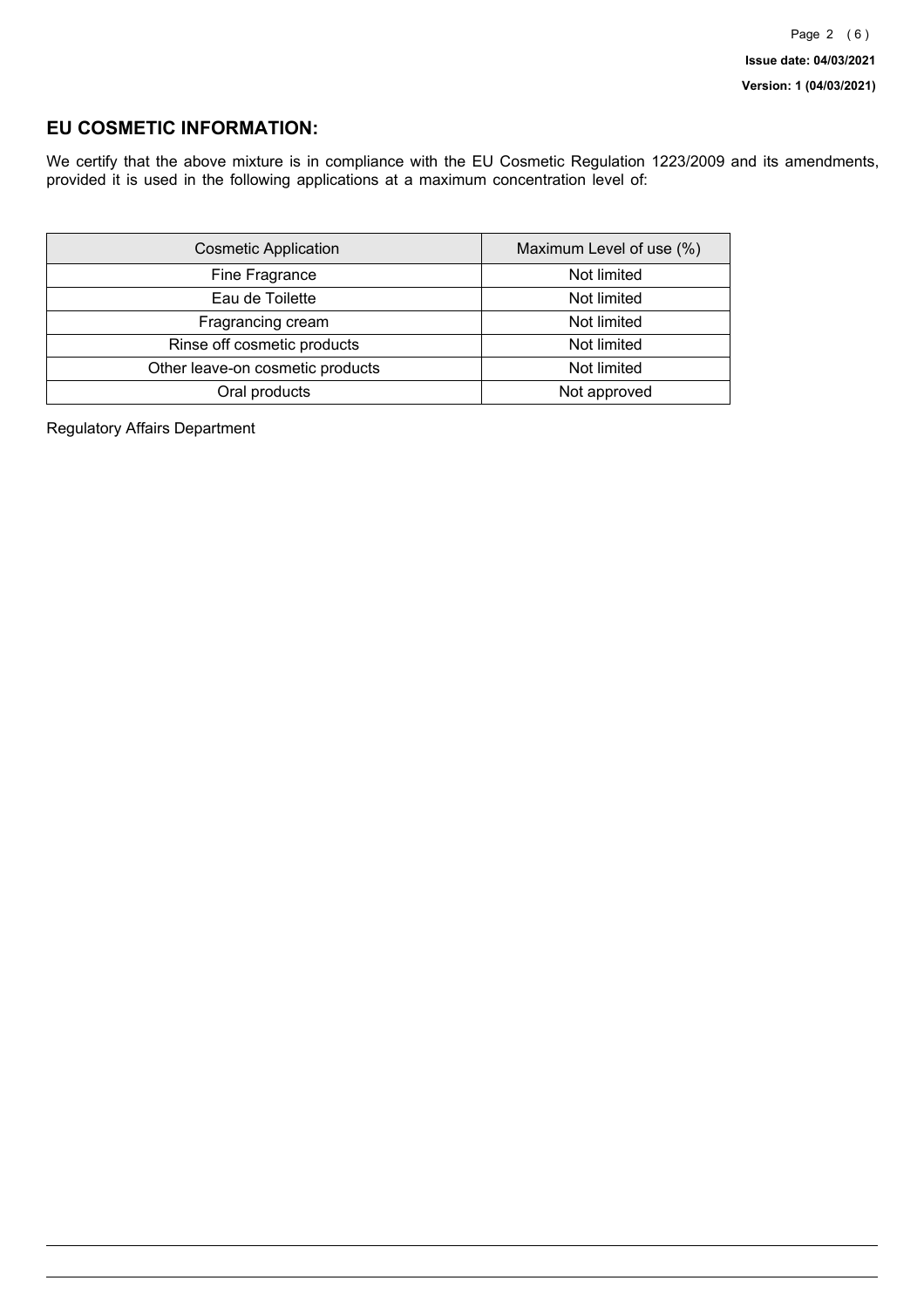## EU COSMETIC INFORMATION:

We certify that the above mixture is in compliance with the EU Cosmetic Regulation 1223/2009 and its amendments, provided it is used in the following applications at a maximum concentration level of:

| Cosmetic Application | Maximum Level of use (%) |
|---|---|
| Fine Fragrance | Not limited |
| Eau de Toilette | Not limited |
| Fragrancing cream | Not limited |
| Rinse off cosmetic products | Not limited |
| Other leave-on cosmetic products | Not limited |
| Oral products | Not approved |

Regulatory Affairs Department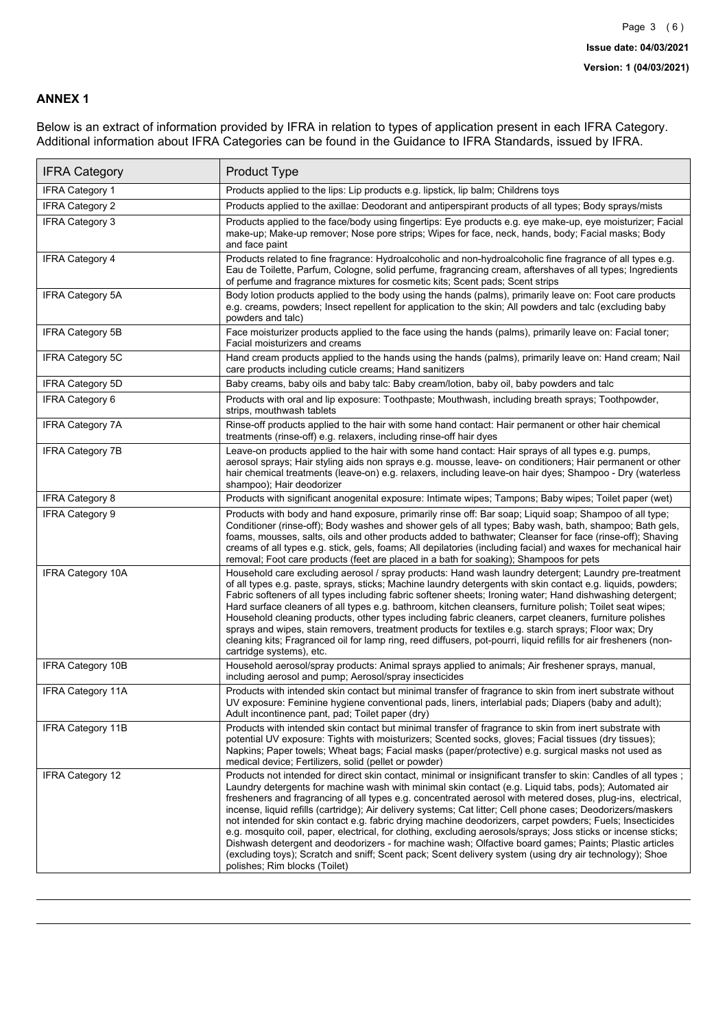## ANNEX 1

Below is an extract of information provided by IFRA in relation to types of application present in each IFRA Category. Additional information about IFRA Categories can be found in the Guidance to IFRA Standards, issued by IFRA.

| IFRA Category | Product Type |
|---|---|
| IFRA Category 1 | Products applied to the lips: Lip products e.g. lipstick, lip balm; Childrens toys |
| IFRA Category 2 | Products applied to the axillae: Deodorant and antiperspirant products of all types; Body sprays/mists |
| IFRA Category 3 | Products applied to the face/body using fingertips: Eye products e.g. eye make-up, eye moisturizer; Facial make-up; Make-up remover; Nose pore strips; Wipes for face, neck, hands, body; Facial masks; Body and face paint |
| IFRA Category 4 | Products related to fine fragrance: Hydroalcoholic and non-hydroalcoholic fine fragrance of all types e.g. Eau de Toilette, Parfum, Cologne, solid perfume, fragrancing cream, aftershaves of all types; Ingredients of perfume and fragrance mixtures for cosmetic kits; Scent pads; Scent strips |
| IFRA Category 5A | Body lotion products applied to the body using the hands (palms), primarily leave on: Foot care products e.g. creams, powders; Insect repellent for application to the skin; All powders and talc (excluding baby powders and talc) |
| IFRA Category 5B | Face moisturizer products applied to the face using the hands (palms), primarily leave on: Facial toner; Facial moisturizers and creams |
| IFRA Category 5C | Hand cream products applied to the hands using the hands (palms), primarily leave on: Hand cream; Nail care products including cuticle creams; Hand sanitizers |
| IFRA Category 5D | Baby creams, baby oils and baby talc: Baby cream/lotion, baby oil, baby powders and talc |
| IFRA Category 6 | Products with oral and lip exposure: Toothpaste; Mouthwash, including breath sprays; Toothpowder, strips, mouthwash tablets |
| IFRA Category 7A | Rinse-off products applied to the hair with some hand contact: Hair permanent or other hair chemical treatments (rinse-off) e.g. relaxers, including rinse-off hair dyes |
| IFRA Category 7B | Leave-on products applied to the hair with some hand contact: Hair sprays of all types e.g. pumps, aerosol sprays; Hair styling aids non sprays e.g. mousse, leave- on conditioners; Hair permanent or other hair chemical treatments (leave-on) e.g. relaxers, including leave-on hair dyes; Shampoo - Dry (waterless shampoo); Hair deodorizer |
| IFRA Category 8 | Products with significant anogenital exposure: Intimate wipes; Tampons; Baby wipes; Toilet paper (wet) |
| IFRA Category 9 | Products with body and hand exposure, primarily rinse off: Bar soap; Liquid soap; Shampoo of all type; Conditioner (rinse-off); Body washes and shower gels of all types; Baby wash, bath, shampoo; Bath gels, foams, mousses, salts, oils and other products added to bathwater; Cleanser for face (rinse-off); Shaving creams of all types e.g. stick, gels, foams; All depilatories (including facial) and waxes for mechanical hair removal; Foot care products (feet are placed in a bath for soaking); Shampoos for pets |
| IFRA Category 10A | Household care excluding aerosol / spray products: Hand wash laundry detergent; Laundry pre-treatment of all types e.g. paste, sprays, sticks; Machine laundry detergents with skin contact e.g. liquids, powders; Fabric softeners of all types including fabric softener sheets; Ironing water; Hand dishwashing detergent; Hard surface cleaners of all types e.g. bathroom, kitchen cleansers, furniture polish; Toilet seat wipes; Household cleaning products, other types including fabric cleaners, carpet cleaners, furniture polishes sprays and wipes, stain removers, treatment products for textiles e.g. starch sprays; Floor wax; Dry cleaning kits; Fragranced oil for lamp ring, reed diffusers, pot-pourri, liquid refills for air fresheners (non-cartridge systems), etc. |
| IFRA Category 10B | Household aerosol/spray products: Animal sprays applied to animals; Air freshener sprays, manual, including aerosol and pump; Aerosol/spray insecticides |
| IFRA Category 11A | Products with intended skin contact but minimal transfer of fragrance to skin from inert substrate without UV exposure: Feminine hygiene conventional pads, liners, interlabial pads; Diapers (baby and adult); Adult incontinence pant, pad; Toilet paper (dry) |
| IFRA Category 11B | Products with intended skin contact but minimal transfer of fragrance to skin from inert substrate with potential UV exposure: Tights with moisturizers; Scented socks, gloves; Facial tissues (dry tissues); Napkins; Paper towels; Wheat bags; Facial masks (paper/protective) e.g. surgical masks not used as medical device; Fertilizers, solid (pellet or powder) |
| IFRA Category 12 | Products not intended for direct skin contact, minimal or insignificant transfer to skin: Candles of all types ; Laundry detergents for machine wash with minimal skin contact (e.g. Liquid tabs, pods); Automated air fresheners and fragrancing of all types e.g. concentrated aerosol with metered doses, plug-ins, electrical, incense, liquid refills (cartridge); Air delivery systems; Cat litter; Cell phone cases; Deodorizers/maskers not intended for skin contact e.g. fabric drying machine deodorizers, carpet powders; Fuels; Insecticides e.g. mosquito coil, paper, electrical, for clothing, excluding aerosols/sprays; Joss sticks or incense sticks; Dishwash detergent and deodorizers - for machine wash; Olfactive board games; Paints; Plastic articles (excluding toys); Scratch and sniff; Scent pack; Scent delivery system (using dry air technology); Shoe polishes; Rim blocks (Toilet) |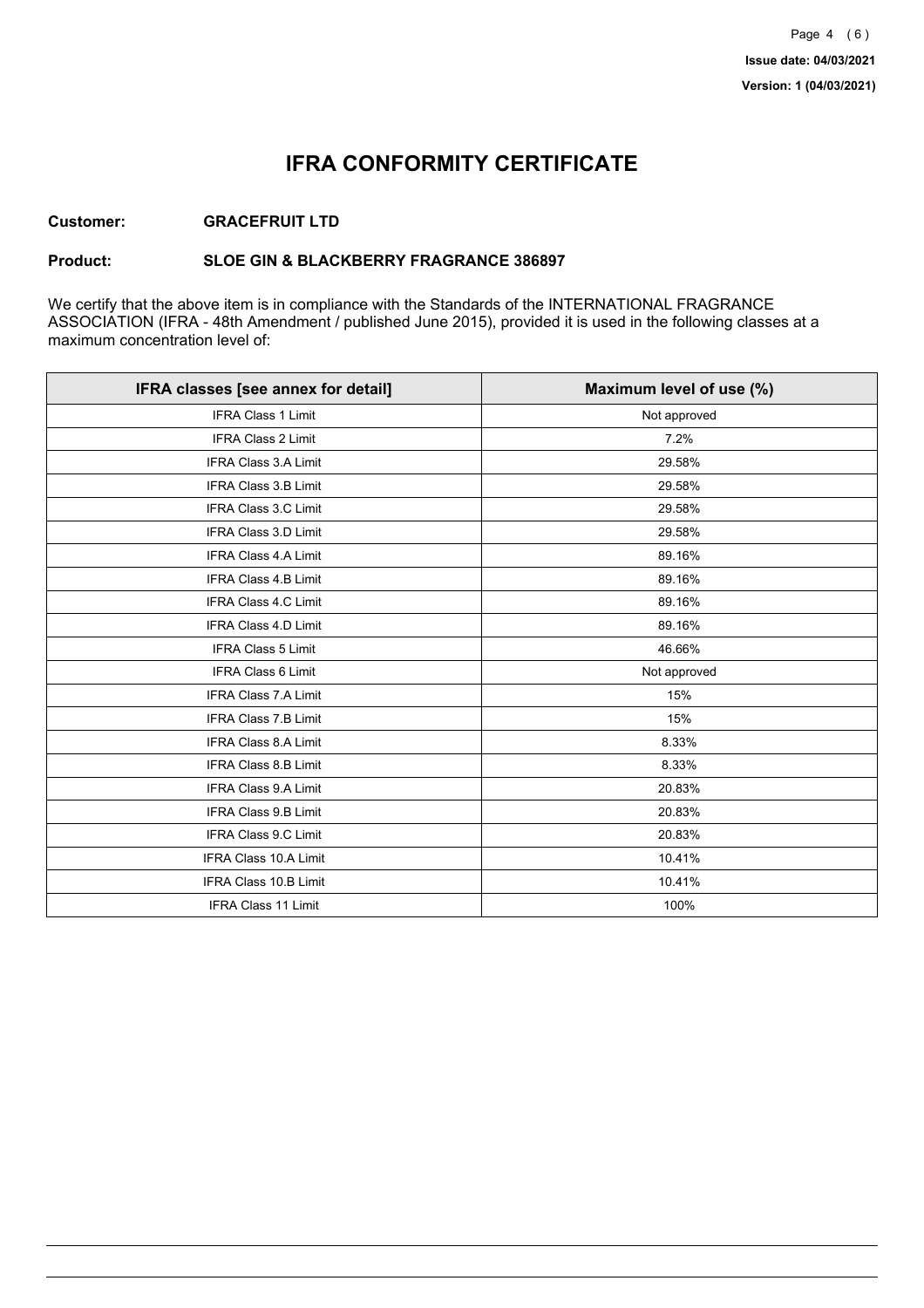# IFRA CONFORMITY CERTIFICATE

**Customer:** **GRACEFRUIT LTD**

**Product:** **SLOE GIN & BLACKBERRY FRAGRANCE 386897**

We certify that the above item is in compliance with the Standards of the INTERNATIONAL FRAGRANCE ASSOCIATION (IFRA - 48th Amendment / published June 2015), provided it is used in the following classes at a maximum concentration level of:

| IFRA classes [see annex for detail] | Maximum level of use (%) |
|---|---|
| IFRA Class 1 Limit | Not approved |
| IFRA Class 2 Limit | 7.2% |
| IFRA Class 3.A Limit | 29.58% |
| IFRA Class 3.B Limit | 29.58% |
| IFRA Class 3.C Limit | 29.58% |
| IFRA Class 3.D Limit | 29.58% |
| IFRA Class 4.A Limit | 89.16% |
| IFRA Class 4.B Limit | 89.16% |
| IFRA Class 4.C Limit | 89.16% |
| IFRA Class 4.D Limit | 89.16% |
| IFRA Class 5 Limit | 46.66% |
| IFRA Class 6 Limit | Not approved |
| IFRA Class 7.A Limit | 15% |
| IFRA Class 7.B Limit | 15% |
| IFRA Class 8.A Limit | 8.33% |
| IFRA Class 8.B Limit | 8.33% |
| IFRA Class 9.A Limit | 20.83% |
| IFRA Class 9.B Limit | 20.83% |
| IFRA Class 9.C Limit | 20.83% |
| IFRA Class 10.A Limit | 10.41% |
| IFRA Class 10.B Limit | 10.41% |
| IFRA Class 11 Limit | 100% |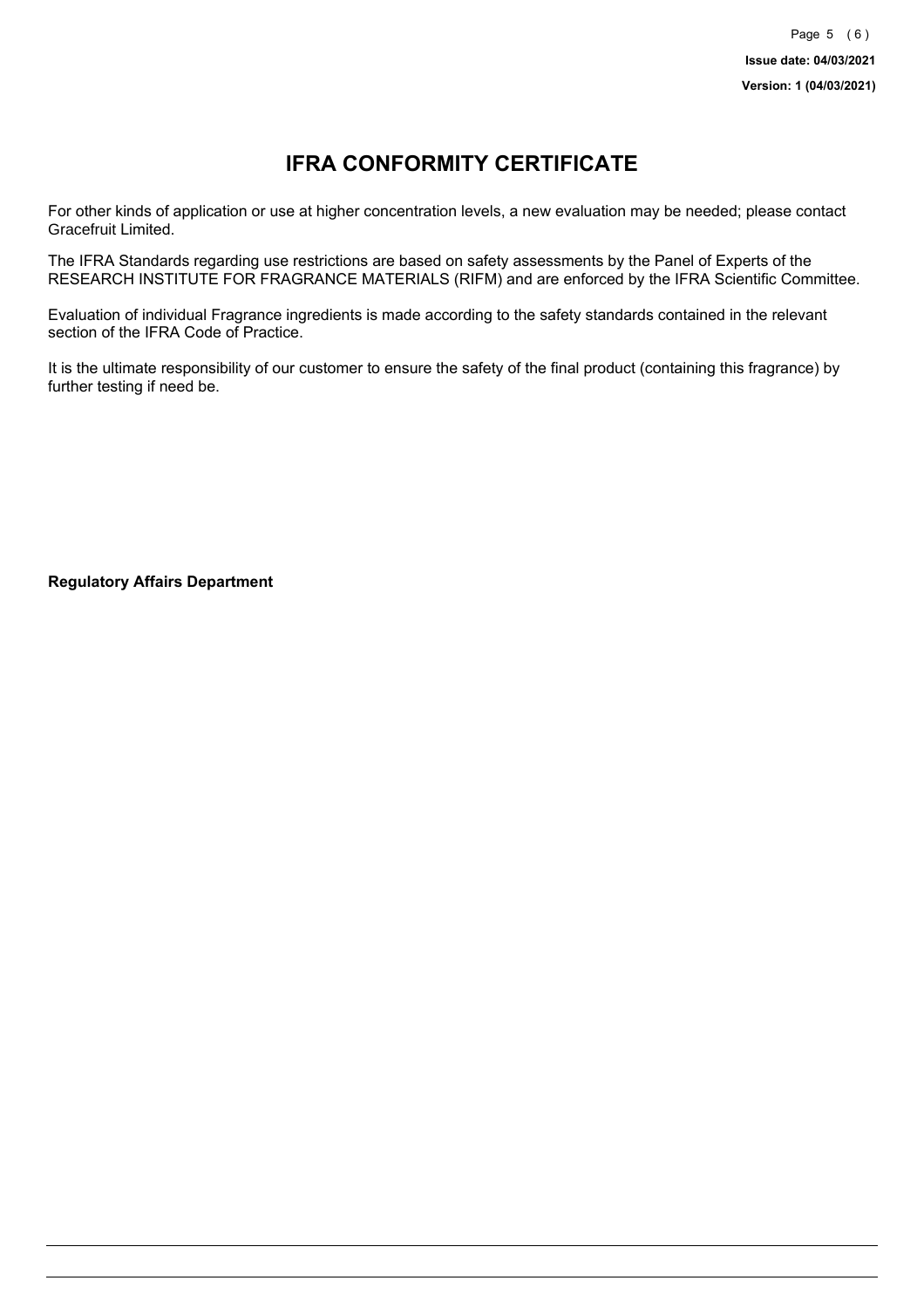# IFRA CONFORMITY CERTIFICATE

For other kinds of application or use at higher concentration levels, a new evaluation may be needed; please contact Gracefruit Limited.

The IFRA Standards regarding use restrictions are based on safety assessments by the Panel of Experts of the RESEARCH INSTITUTE FOR FRAGRANCE MATERIALS (RIFM) and are enforced by the IFRA Scientific Committee.

Evaluation of individual Fragrance ingredients is made according to the safety standards contained in the relevant section of the IFRA Code of Practice.

It is the ultimate responsibility of our customer to ensure the safety of the final product (containing this fragrance) by further testing if need be.

**Regulatory Affairs Department**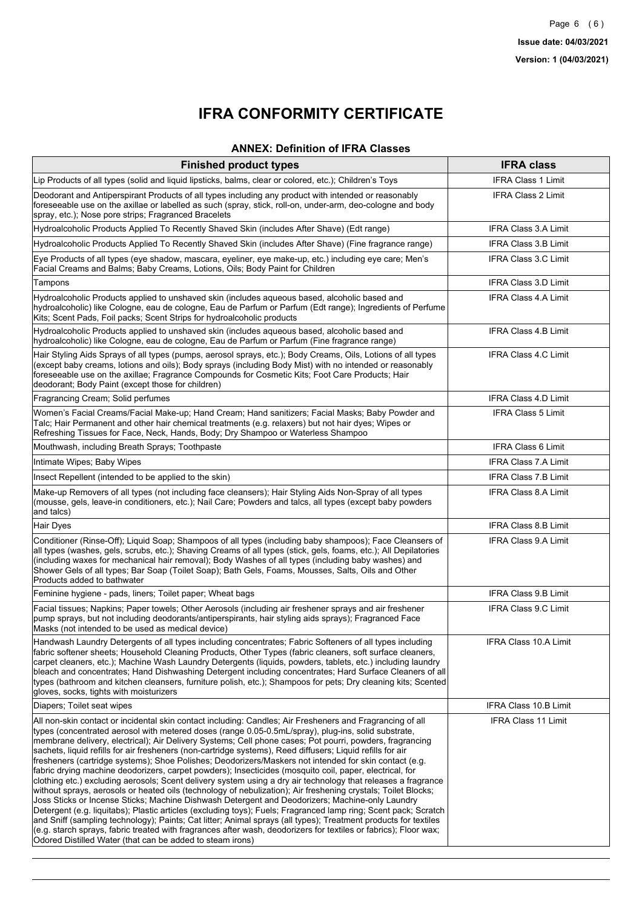**Issue date: 04/03/2021**

**Version: 1 (04/03/2021)**

# IFRA CONFORMITY CERTIFICATE

### ANNEX: Definition of IFRA Classes

| Finished product types | IFRA class |
|---|---|
| Lip Products of all types (solid and liquid lipsticks, balms, clear or colored, etc.); Children's Toys | IFRA Class 1 Limit |
| Deodorant and Antiperspirant Products of all types including any product with intended or reasonably foreseeable use on the axillae or labelled as such (spray, stick, roll-on, under-arm, deo-cologne and body spray, etc.); Nose pore strips; Fragranced Bracelets | IFRA Class 2 Limit |
| Hydroalcoholic Products Applied To Recently Shaved Skin (includes After Shave) (Edt range) | IFRA Class 3.A Limit |
| Hydroalcoholic Products Applied To Recently Shaved Skin (includes After Shave) (Fine fragrance range) | IFRA Class 3.B Limit |
| Eye Products of all types (eye shadow, mascara, eyeliner, eye make-up, etc.) including eye care; Men's Facial Creams and Balms; Baby Creams, Lotions, Oils; Body Paint for Children | IFRA Class 3.C Limit |
| Tampons | IFRA Class 3.D Limit |
| Hydroalcoholic Products applied to unshaved skin (includes aqueous based, alcoholic based and hydroalcoholic) like Cologne, eau de cologne, Eau de Parfum or Parfum (Edt range); Ingredients of Perfume Kits; Scent Pads, Foil packs; Scent Strips for hydroalcoholic products | IFRA Class 4.A Limit |
| Hydroalcoholic Products applied to unshaved skin (includes aqueous based, alcoholic based and hydroalcoholic) like Cologne, eau de cologne, Eau de Parfum or Parfum (Fine fragrance range) | IFRA Class 4.B Limit |
| Hair Styling Aids Sprays of all types (pumps, aerosol sprays, etc.); Body Creams, Oils, Lotions of all types (except baby creams, lotions and oils); Body sprays (including Body Mist) with no intended or reasonably foreseeable use on the axillae; Fragrance Compounds for Cosmetic Kits; Foot Care Products; Hair deodorant; Body Paint (except those for children) | IFRA Class 4.C Limit |
| Fragrancing Cream; Solid perfumes | IFRA Class 4.D Limit |
| Women's Facial Creams/Facial Make-up; Hand Cream; Hand sanitizers; Facial Masks; Baby Powder and Talc; Hair Permanent and other hair chemical treatments (e.g. relaxers) but not hair dyes; Wipes or Refreshing Tissues for Face, Neck, Hands, Body; Dry Shampoo or Waterless Shampoo | IFRA Class 5 Limit |
| Mouthwash, including Breath Sprays; Toothpaste | IFRA Class 6 Limit |
| Intimate Wipes; Baby Wipes | IFRA Class 7.A Limit |
| Insect Repellent (intended to be applied to the skin) | IFRA Class 7.B Limit |
| Make-up Removers of all types (not including face cleansers); Hair Styling Aids Non-Spray of all types (mousse, gels, leave-in conditioners, etc.); Nail Care; Powders and talcs, all types (except baby powders and talcs) | IFRA Class 8.A Limit |
| Hair Dyes | IFRA Class 8.B Limit |
| Conditioner (Rinse-Off); Liquid Soap; Shampoos of all types (including baby shampoos); Face Cleansers of all types (washes, gels, scrubs, etc.); Shaving Creams of all types (stick, gels, foams, etc.); All Depilatories (including waxes for mechanical hair removal); Body Washes of all types (including baby washes) and Shower Gels of all types; Bar Soap (Toilet Soap); Bath Gels, Foams, Mousses, Salts, Oils and Other Products added to bathwater | IFRA Class 9.A Limit |
| Feminine hygiene - pads, liners; Toilet paper; Wheat bags | IFRA Class 9.B Limit |
| Facial tissues; Napkins; Paper towels; Other Aerosols (including air freshener sprays and air freshener pump sprays, but not including deodorants/antiperspirants, hair styling aids sprays); Fragranced Face Masks (not intended to be used as medical device) | IFRA Class 9.C Limit |
| Handwash Laundry Detergents of all types including concentrates; Fabric Softeners of all types including fabric softener sheets; Household Cleaning Products, Other Types (fabric cleaners, soft surface cleaners, carpet cleaners, etc.); Machine Wash Laundry Detergents (liquids, powders, tablets, etc.) including laundry bleach and concentrates; Hand Dishwashing Detergent including concentrates; Hard Surface Cleaners of all types (bathroom and kitchen cleansers, furniture polish, etc.); Shampoos for pets; Dry cleaning kits; Scented gloves, socks, tights with moisturizers | IFRA Class 10.A Limit |
| Diapers; Toilet seat wipes | IFRA Class 10.B Limit |
| All non-skin contact or incidental skin contact including: Candles; Air Fresheners and Fragrancing of all types (concentrated aerosol with metered doses (range 0.05-0.5mL/spray), plug-ins, solid substrate, membrane delivery, electrical); Air Delivery Systems; Cell phone cases; Pot pourri, powders, fragrancing sachets, liquid refills for air fresheners (non-cartridge systems), Reed diffusers; Liquid refills for air fresheners (cartridge systems); Shoe Polishes; Deodorizers/Maskers not intended for skin contact (e.g. fabric drying machine deodorizers, carpet powders); Insecticides (mosquito coil, paper, electrical, for clothing etc.) excluding aerosols; Scent delivery system using a dry air technology that releases a fragrance without sprays, aerosols or heated oils (technology of nebulization); Air freshening crystals; Toilet Blocks; Joss Sticks or Incense Sticks; Machine Dishwash Detergent and Deodorizers; Machine-only Laundry Detergent (e.g. liquitabs); Plastic articles (excluding toys); Fuels; Fragranced lamp ring; Scent pack; Scratch and Sniff (sampling technology); Paints; Cat litter; Animal sprays (all types); Treatment products for textiles (e.g. starch sprays, fabric treated with fragrances after wash, deodorizers for textiles or fabrics); Floor wax; Odored Distilled Water (that can be added to steam irons) | IFRA Class 11 Limit |